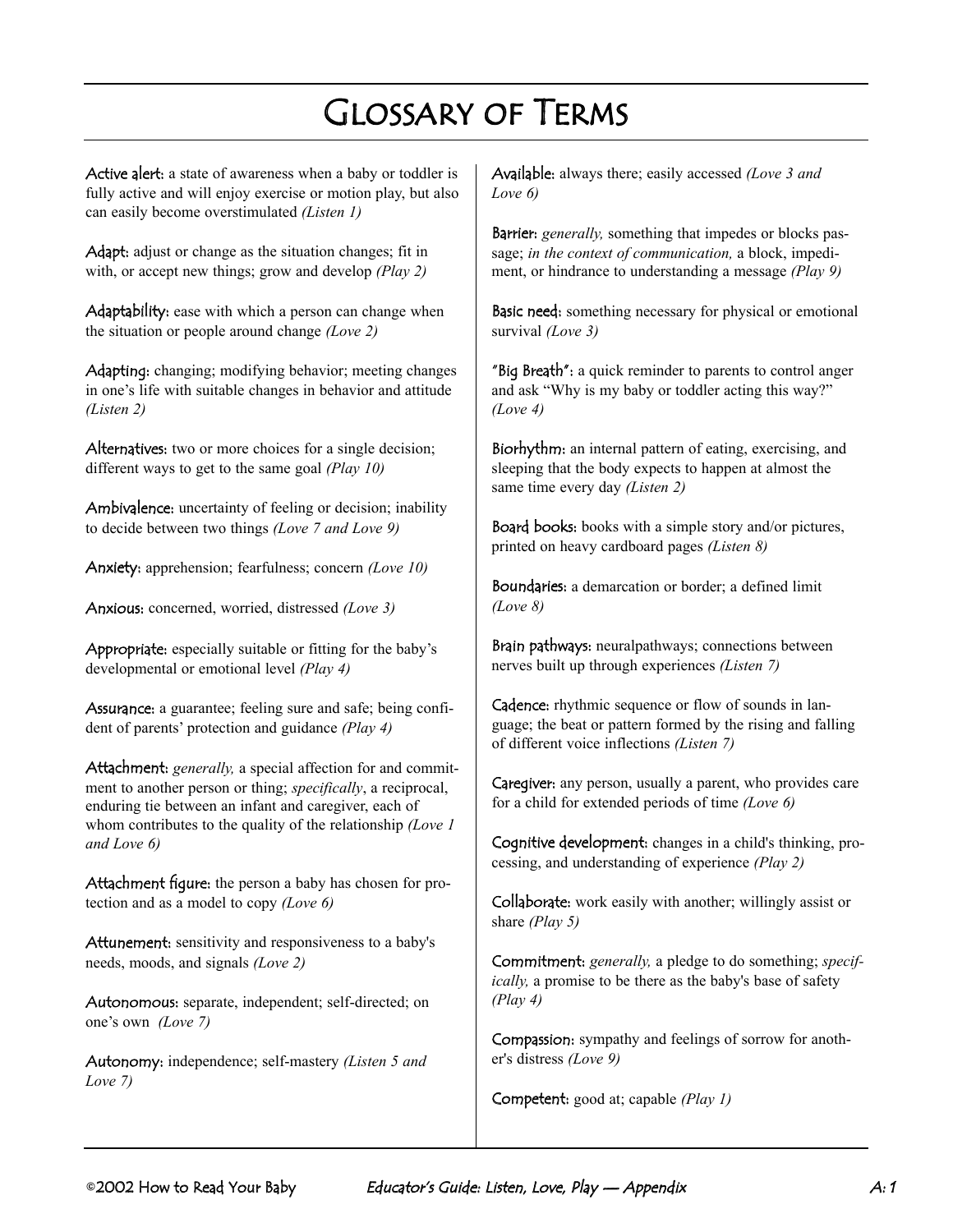# Glossary of Terms

**Active alert**: a state of awareness when a baby or toddler is fully active and will enjoy exercise or motion play, but also can easily become overstimulated *(Listen 1)*

**Adapt**: adjust or change as the situation changes; fit in with, or accept new things; grow and develop *(Play 2)*

**Adaptability**: ease with which a person can change when the situation or people around change *(Love 2)*

**Adapting**: changing; modifying behavior; meeting changes in one's life with suitable changes in behavior and attitude *(Listen 2)*

**Alternatives**: two or more choices for a single decision; different ways to get to the same goal *(Play 10)*

**Ambivalence**: uncertainty of feeling or decision; inability to decide between two things *(Love 7 and Love 9)*

**Anxiety**: apprehension; fearfulness; concern *(Love 10)*

**Anxious**: concerned, worried, distressed *(Love 3)*

**Appropriate**: especially suitable or fitting for the baby's developmental or emotional level *(Play 4)*

**Assurance**: a guarantee; feeling sure and safe; being confident of parents' protection and guidance *(Play 4)*

**Attachment**: *generally,* a special affection for and commitment to another person or thing; *specifically*, a reciprocal, enduring tie between an infant and caregiver, each of whom contributes to the quality of the relationship *(Love 1 and Love 6)*

**Attachment figure**: the person a baby has chosen for protection and as a model to copy *(Love 6)*

**Attunement**: sensitivity and responsiveness to a baby's needs, moods, and signals *(Love 2)*

**Autonomous**: separate, independent; self-directed; on one's own *(Love 7)*

**Autonomy**: independence; self-mastery *(Listen 5 and Love 7)*

**Available**: always there; easily accessed *(Love 3 and Love 6)*

**Barrier**: *generally,* something that impedes or blocks passage; *in the context of communication,* a block, impediment, or hindrance to understanding a message *(Play 9)*

**Basic need**: something necessary for physical or emotional survival *(Love 3)*

**"Big Breath"**: a quick reminder to parents to control anger and ask "Why is my baby or toddler acting this way?" *(Love 4)*

**Biorhythm**: an internal pattern of eating, exercising, and sleeping that the body expects to happen at almost the same time every day *(Listen 2)*

**Board books**: books with a simple story and/or pictures, printed on heavy cardboard pages *(Listen 8)*

**Boundaries**: a demarcation or border; a defined limit *(Love 8)*

**Brain pathways**: neuralpathways; connections between nerves built up through experiences *(Listen 7)*

**Cadence**: rhythmic sequence or flow of sounds in language; the beat or pattern formed by the rising and falling of different voice inflections *(Listen 7)*

**Caregiver**: any person, usually a parent, who provides care for a child for extended periods of time *(Love 6)*

**Cognitive development**: changes in a child's thinking, processing, and understanding of experience *(Play 2)*

**Collaborate**: work easily with another; willingly assist or share *(Play 5)*

**Commitment**: *generally,* a pledge to do something; *specifically,* a promise to be there as the baby's base of safety *(Play 4)*

**Compassion**: sympathy and feelings of sorrow for another's distress *(Love 9)*

**Competent**: good at; capable *(Play 1)*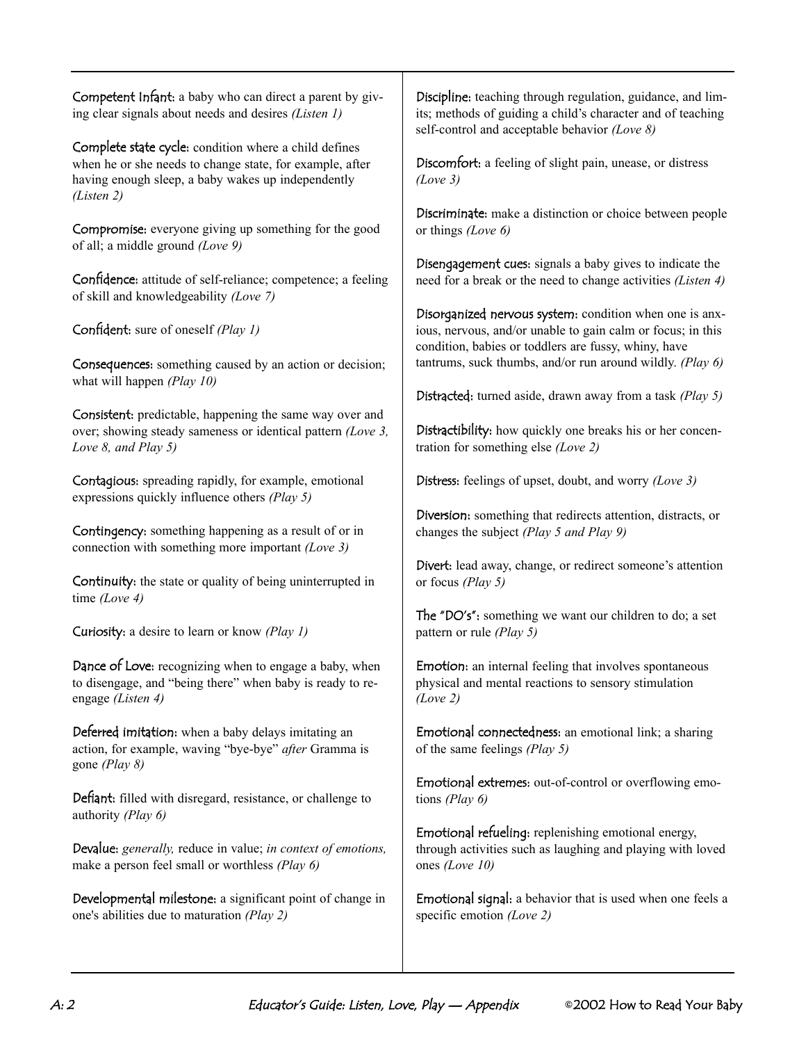**Competent Infant:** a baby who can direct a parent by giving clear signals about needs and desires *(Listen 1)*

**Complete state cycle:** condition where a child defines when he or she needs to change state, for example, after having enough sleep, a baby wakes up independently *(Listen 2)*

**Compromise:** everyone giving up something for the good of all; a middle ground *(Love 9)*

**Confidence:** attitude of self-reliance; competence; a feeling of skill and knowledgeability *(Love 7)*

**Confident:** sure of oneself *(Play 1)*

**Consequences:** something caused by an action or decision; what will happen *(Play 10)*

**Consistent:** predictable, happening the same way over and over; showing steady sameness or identical pattern *(Love 3, Love 8, and Play 5)*

**Contagious:** spreading rapidly, for example, emotional expressions quickly influence others *(Play 5)*

**Contingency:** something happening as a result of or in connection with something more important *(Love 3)*

**Continuity:** the state or quality of being uninterrupted in time *(Love 4)*

**Curiosity:** a desire to learn or know *(Play 1)*

**Dance of Love:** recognizing when to engage a baby, when to disengage, and "being there" when baby is ready to re-engage *(Listen 4)*

**Deferred imitation:** when a baby delays imitating an action, for example, waving "bye-bye" *after* Gramma is gone *(Play 8)*

**Defiant:** filled with disregard, resistance, or challenge to authority *(Play 6)*

**Devalue:** *generally,* reduce in value; *in context of emotions,* make a person feel small or worthless *(Play 6)*

**Developmental milestone:** a significant point of change in one's abilities due to maturation *(Play 2)*

**Discipline:** teaching through regulation, guidance, and limits; methods of guiding a child's character and of teaching self-control and acceptable behavior *(Love 8)*

**Discomfort:** a feeling of slight pain, unease, or distress *(Love 3)*

**Discriminate:** make a distinction or choice between people or things *(Love 6)*

**Disengagement cues:** signals a baby gives to indicate the need for a break or the need to change activities *(Listen 4)*

**Disorganized nervous system:** condition when one is anxious, nervous, and/or unable to gain calm or focus; in this condition, babies or toddlers are fussy, whiny, have tantrums, suck thumbs, and/or run around wildly. *(Play 6)*

**Distracted:** turned aside, drawn away from a task *(Play 5)*

**Distractibility:** how quickly one breaks his or her concentration for something else *(Love 2)*

**Distress:** feelings of upset, doubt, and worry *(Love 3)*

**Diversion:** something that redirects attention, distracts, or changes the subject *(Play 5 and Play 9)*

**Divert:** lead away, change, or redirect someone's attention or focus *(Play 5)*

**The "DO's":** something we want our children to do; a set pattern or rule *(Play 5)*

**Emotion:** an internal feeling that involves spontaneous physical and mental reactions to sensory stimulation *(Love 2)*

**Emotional connectedness:** an emotional link; a sharing of the same feelings *(Play 5)*

**Emotional extremes:** out-of-control or overflowing emotions *(Play 6)*

**Emotional refueling:** replenishing emotional energy, through activities such as laughing and playing with loved ones *(Love 10)*

**Emotional signal:** a behavior that is used when one feels a specific emotion *(Love 2)*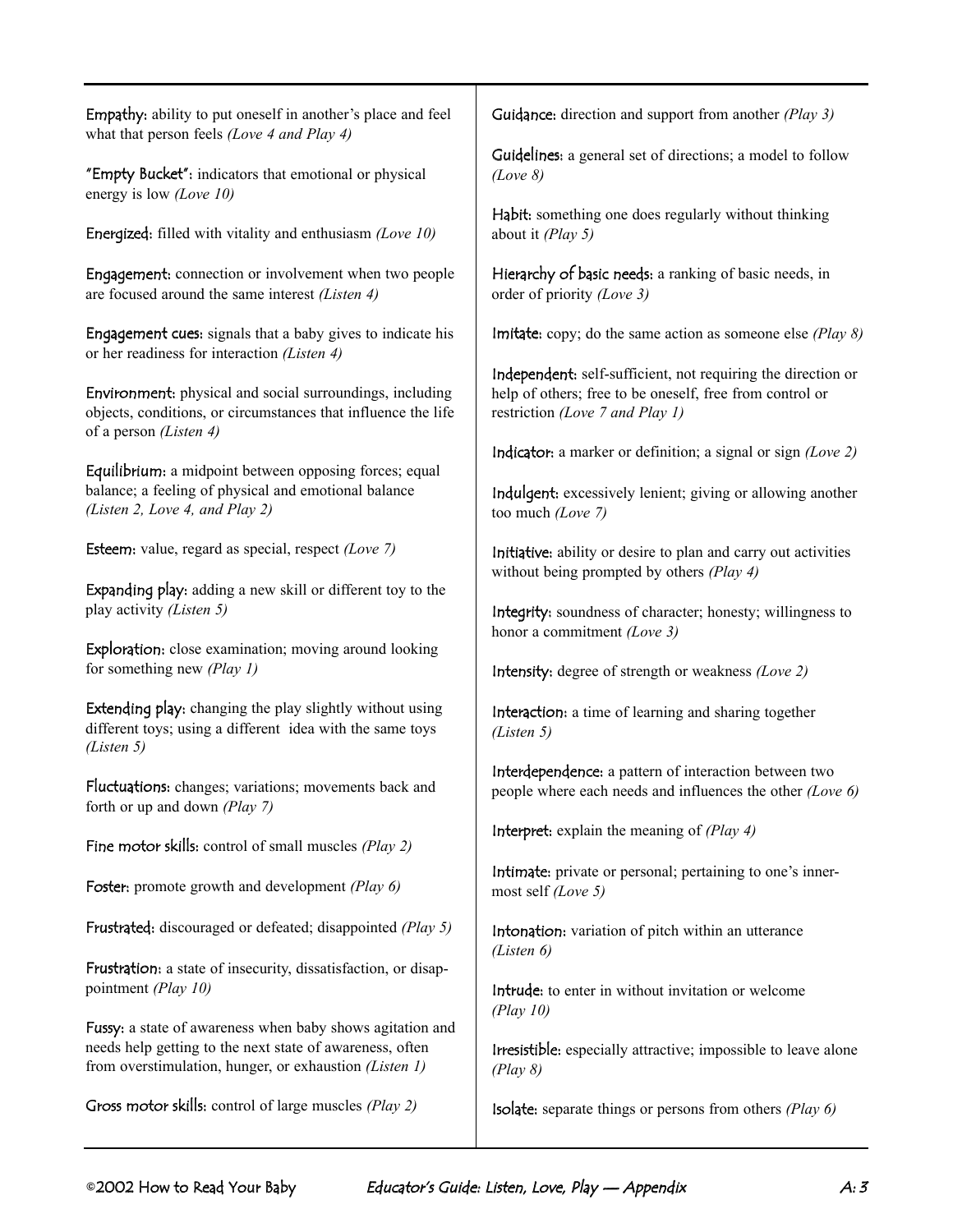**Empathy:** ability to put oneself in another's place and feel what that person feels *(Love 4 and Play 4)*

**"Empty Bucket":** indicators that emotional or physical energy is low *(Love 10)*

**Energized:** filled with vitality and enthusiasm *(Love 10)*

**Engagement:** connection or involvement when two people are focused around the same interest *(Listen 4)*

**Engagement cues:** signals that a baby gives to indicate his or her readiness for interaction *(Listen 4)*

**Environment:** physical and social surroundings, including objects, conditions, or circumstances that influence the life of a person *(Listen 4)*

**Equilibrium:** a midpoint between opposing forces; equal balance; a feeling of physical and emotional balance *(Listen 2, Love 4, and Play 2)*

**Esteem:** value, regard as special, respect *(Love 7)*

**Expanding play:** adding a new skill or different toy to the play activity *(Listen 5)*

**Exploration:** close examination; moving around looking for something new *(Play 1)*

**Extending play:** changing the play slightly without using different toys; using a different idea with the same toys *(Listen 5)*

**Fluctuations:** changes; variations; movements back and forth or up and down *(Play 7)*

**Fine motor skills:** control of small muscles *(Play 2)*

**Foster:** promote growth and development *(Play 6)*

**Frustrated:** discouraged or defeated; disappointed *(Play 5)*

**Frustration:** a state of insecurity, dissatisfaction, or disappointment *(Play 10)*

**Fussy:** a state of awareness when baby shows agitation and needs help getting to the next state of awareness, often from overstimulation, hunger, or exhaustion *(Listen 1)*

**Gross motor skills:** control of large muscles *(Play 2)*

**Guidance:** direction and support from another *(Play 3)*

**Guidelines:** a general set of directions; a model to follow *(Love 8)*

**Habit:** something one does regularly without thinking about it *(Play 5)*

**Hierarchy of basic needs:** a ranking of basic needs, in order of priority *(Love 3)*

**Imitate:** copy; do the same action as someone else *(Play 8)*

**Independent:** self-sufficient, not requiring the direction or help of others; free to be oneself, free from control or restriction *(Love 7 and Play 1)*

**Indicator:** a marker or definition; a signal or sign *(Love 2)*

**Indulgent:** excessively lenient; giving or allowing another too much *(Love 7)*

**Initiative:** ability or desire to plan and carry out activities without being prompted by others *(Play 4)*

**Integrity:** soundness of character; honesty; willingness to honor a commitment *(Love 3)*

**Intensity:** degree of strength or weakness *(Love 2)*

**Interaction:** a time of learning and sharing together *(Listen 5)*

**Interdependence:** a pattern of interaction between two people where each needs and influences the other *(Love 6)*

**Interpret:** explain the meaning of *(Play 4)*

**Intimate:** private or personal; pertaining to one's innermost self *(Love 5)*

**Intonation:** variation of pitch within an utterance *(Listen 6)*

**Intrude:** to enter in without invitation or welcome *(Play 10)*

**Irresistible:** especially attractive; impossible to leave alone *(Play 8)*

**Isolate:** separate things or persons from others *(Play 6)*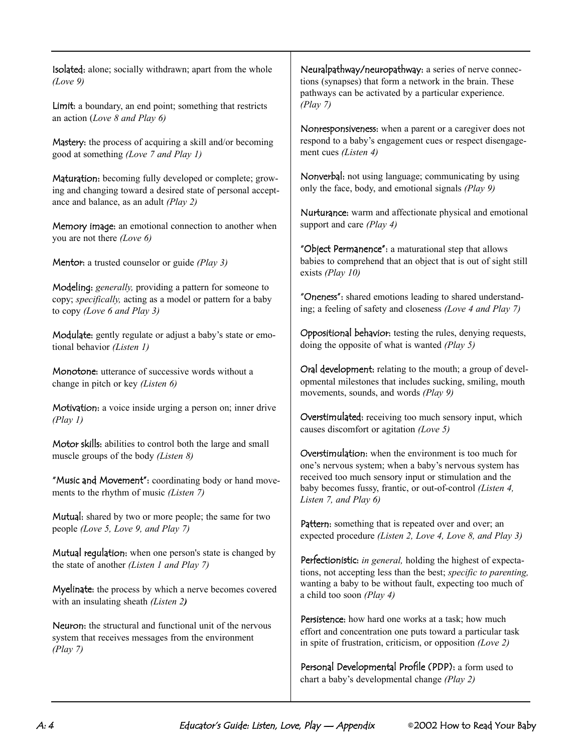**Isolated:** alone; socially withdrawn; apart from the whole *(Love 9)*

**Limit:** a boundary, an end point; something that restricts an action (*Love 8 and Play 6)*

**Mastery:** the process of acquiring a skill and/or becoming good at something *(Love 7 and Play 1)*

**Maturation:** becoming fully developed or complete; growing and changing toward a desired state of personal acceptance and balance, as an adult *(Play 2)*

**Memory image:** an emotional connection to another when you are not there *(Love 6)*

**Mentor:** a trusted counselor or guide *(Play 3)*

**Modeling:** *generally,* providing a pattern for someone to copy; *specifically,* acting as a model or pattern for a baby to copy *(Love 6 and Play 3)*

**Modulate:** gently regulate or adjust a baby's state or emotional behavior *(Listen 1)*

**Monotone:** utterance of successive words without a change in pitch or key *(Listen 6)*

**Motivation:** a voice inside urging a person on; inner drive *(Play 1)*

**Motor skills:** abilities to control both the large and small muscle groups of the body *(Listen 8)*

**"Music and Movement":** coordinating body or hand movements to the rhythm of music *(Listen 7)*

**Mutual:** shared by two or more people; the same for two people *(Love 5, Love 9, and Play 7)*

**Mutual regulation:** when one person's state is changed by the state of another *(Listen 1 and Play 7)*

**Myelinate:** the process by which a nerve becomes covered with an insulating sheath *(Listen 2)*

**Neuron:** the structural and functional unit of the nervous system that receives messages from the environment *(Play 7)*

**Neuralpathway/neuropathway:** a series of nerve connections (synapses) that form a network in the brain. These pathways can be activated by a particular experience. *(Play 7)*

**Nonresponsiveness:** when a parent or a caregiver does not respond to a baby's engagement cues or respect disengagement cues *(Listen 4)*

**Nonverbal:** not using language; communicating by using only the face, body, and emotional signals *(Play 9)*

**Nurturance:** warm and affectionate physical and emotional support and care *(Play 4)*

**"Object Permanence":** a maturational step that allows babies to comprehend that an object that is out of sight still exists *(Play 10)*

**"Oneness":** shared emotions leading to shared understanding; a feeling of safety and closeness *(Love 4 and Play 7)*

**Oppositional behavior:** testing the rules, denying requests, doing the opposite of what is wanted *(Play 5)*

**Oral development:** relating to the mouth; a group of developmental milestones that includes sucking, smiling, mouth movements, sounds, and words *(Play 9)*

**Overstimulated:** receiving too much sensory input, which causes discomfort or agitation *(Love 5)*

**Overstimulation:** when the environment is too much for one's nervous system; when a baby's nervous system has received too much sensory input or stimulation and the baby becomes fussy, frantic, or out-of-control *(Listen 4, Listen 7, and Play 6)*

**Pattern:** something that is repeated over and over; an expected procedure *(Listen 2, Love 4, Love 8, and Play 3)*

**Perfectionistic:** *in general,* holding the highest of expectations, not accepting less than the best; *specific to parenting,* wanting a baby to be without fault, expecting too much of a child too soon *(Play 4)*

**Persistence:** how hard one works at a task; how much effort and concentration one puts toward a particular task in spite of frustration, criticism, or opposition *(Love 2)*

**Personal Developmental Profile (PDP):** a form used to chart a baby's developmental change *(Play 2)*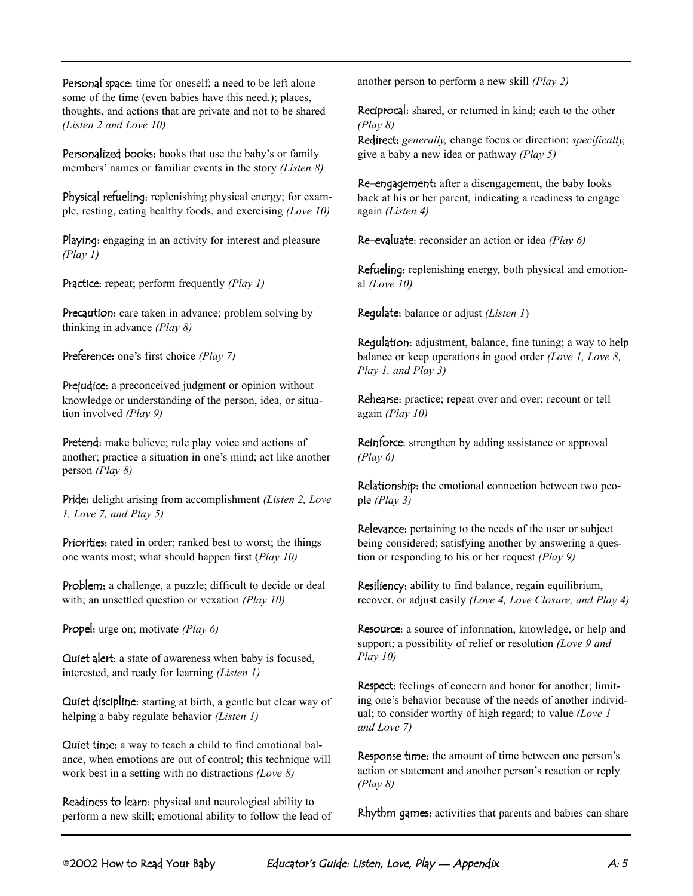**Personal space:** time for oneself; a need to be left alone some of the time (even babies have this need.); places, thoughts, and actions that are private and not to be shared *(Listen 2 and Love 10)*

**Personalized books:** books that use the baby's or family members' names or familiar events in the story *(Listen 8)*

**Physical refueling:** replenishing physical energy; for example, resting, eating healthy foods, and exercising *(Love 10)*

**Playing:** engaging in an activity for interest and pleasure *(Play 1)*

**Practice:** repeat; perform frequently *(Play 1)*

**Precaution:** care taken in advance; problem solving by thinking in advance *(Play 8)*

**Preference:** one's first choice *(Play 7)*

**Prejudice:** a preconceived judgment or opinion without knowledge or understanding of the person, idea, or situation involved *(Play 9)*

**Pretend:** make believe; role play voice and actions of another; practice a situation in one's mind; act like another person *(Play 8)*

**Pride:** delight arising from accomplishment *(Listen 2, Love 1, Love 7, and Play 5)*

**Priorities:** rated in order; ranked best to worst; the things one wants most; what should happen first (*Play 10)*

**Problem:** a challenge, a puzzle; difficult to decide or deal with; an unsettled question or vexation *(Play 10)*

**Propel:** urge on; motivate *(Play 6)*

**Quiet alert:** a state of awareness when baby is focused, interested, and ready for learning *(Listen 1)*

**Quiet discipline:** starting at birth, a gentle but clear way of helping a baby regulate behavior *(Listen 1)*

**Quiet time:** a way to teach a child to find emotional balance, when emotions are out of control; this technique will work best in a setting with no distractions *(Love 8)*

**Readiness to learn:** physical and neurological ability to perform a new skill; emotional ability to follow the lead of another person to perform a new skill *(Play 2)*

**Reciprocal:** shared, or returned in kind; each to the other *(Play 8)*

**Redirect:** *generally,* change focus or direction; *specifically,* give a baby a new idea or pathway *(Play 5)*

**Re-engagement:** after a disengagement, the baby looks back at his or her parent, indicating a readiness to engage again *(Listen 4)*

**Re-evaluate:** reconsider an action or idea *(Play 6)*

**Refueling:** replenishing energy, both physical and emotional *(Love 10)*

**Regulate:** balance or adjust *(Listen 1*)

**Regulation:** adjustment, balance, fine tuning; a way to help balance or keep operations in good order *(Love 1, Love 8, Play 1, and Play 3)*

**Rehearse:** practice; repeat over and over; recount or tell again *(Play 10)*

**Reinforce:** strengthen by adding assistance or approval *(Play 6)*

**Relationship:** the emotional connection between two people *(Play 3)*

**Relevance:** pertaining to the needs of the user or subject being considered; satisfying another by answering a question or responding to his or her request *(Play 9)*

**Resiliency:** ability to find balance, regain equilibrium, recover, or adjust easily *(Love 4, Love Closure, and Play 4)*

**Resource:** a source of information, knowledge, or help and support; a possibility of relief or resolution *(Love 9 and Play 10)*

**Respect:** feelings of concern and honor for another; limiting one's behavior because of the needs of another individual; to consider worthy of high regard; to value *(Love 1 and Love 7)*

**Response time:** the amount of time between one person's action or statement and another person's reaction or reply *(Play 8)*

**Rhythm games:** activities that parents and babies can share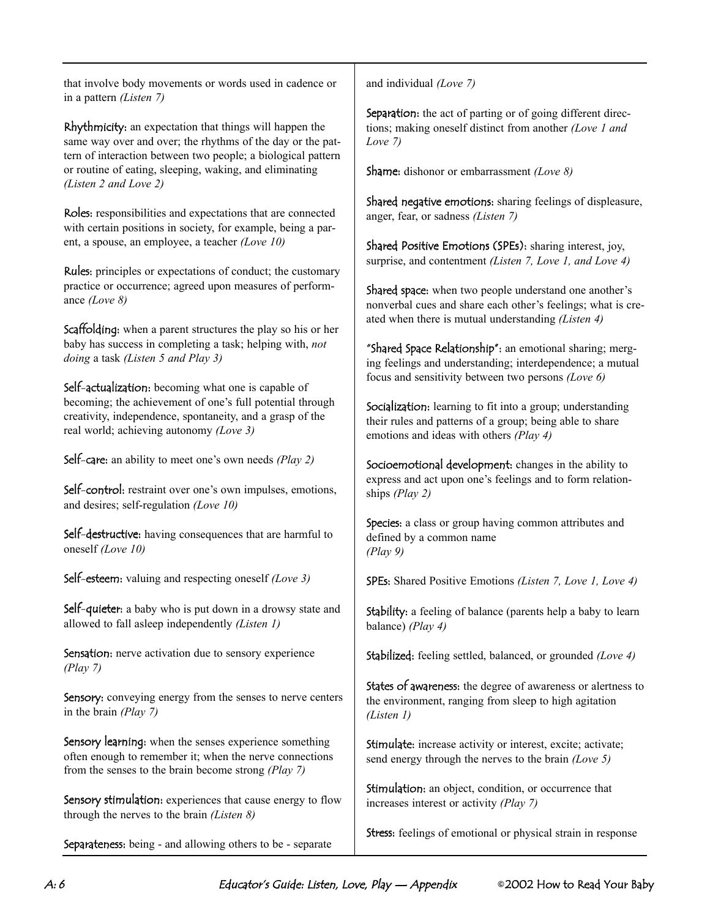that involve body movements or words used in cadence or in a pattern *(Listen 7)*

**Rhythmicity:** an expectation that things will happen the same way over and over; the rhythms of the day or the pattern of interaction between two people; a biological pattern or routine of eating, sleeping, waking, and eliminating *(Listen 2 and Love 2)*

**Roles:** responsibilities and expectations that are connected with certain positions in society, for example, being a parent, a spouse, an employee, a teacher *(Love 10)*

**Rules:** principles or expectations of conduct; the customary practice or occurrence; agreed upon measures of performance *(Love 8)*

**Scaffolding:** when a parent structures the play so his or her baby has success in completing a task; helping with, *not doing* a task *(Listen 5 and Play 3)*

**Self-actualization:** becoming what one is capable of becoming; the achievement of one's full potential through creativity, independence, spontaneity, and a grasp of the real world; achieving autonomy *(Love 3)*

**Self-care:** an ability to meet one's own needs *(Play 2)*

**Self-control:** restraint over one's own impulses, emotions, and desires; self-regulation *(Love 10)*

**Self-destructive:** having consequences that are harmful to oneself *(Love 10)*

**Self-esteem:** valuing and respecting oneself *(Love 3)*

**Self-quieter:** a baby who is put down in a drowsy state and allowed to fall asleep independently *(Listen 1)*

**Sensation:** nerve activation due to sensory experience *(Play 7)*

**Sensory:** conveying energy from the senses to nerve centers in the brain *(Play 7)*

**Sensory learning:** when the senses experience something often enough to remember it; when the nerve connections from the senses to the brain become strong *(Play 7)*

**Sensory stimulation:** experiences that cause energy to flow through the nerves to the brain *(Listen 8)*

**Separateness:** being - and allowing others to be - separate and individual *(Love 7)*

**Separation:** the act of parting or of going different directions; making oneself distinct from another *(Love 1 and Love 7)*

**Shame:** dishonor or embarrassment *(Love 8)*

**Shared negative emotions:** sharing feelings of displeasure, anger, fear, or sadness *(Listen 7)*

**Shared Positive Emotions (SPEs):** sharing interest, joy, surprise, and contentment *(Listen 7, Love 1, and Love 4)*

**Shared space:** when two people understand one another's nonverbal cues and share each other's feelings; what is created when there is mutual understanding *(Listen 4)*

**"Shared Space Relationship":** an emotional sharing; merging feelings and understanding; interdependence; a mutual focus and sensitivity between two persons *(Love 6)*

**Socialization:** learning to fit into a group; understanding their rules and patterns of a group; being able to share emotions and ideas with others *(Play 4)*

**Socioemotional development:** changes in the ability to express and act upon one's feelings and to form relationships *(Play 2)*

**Species:** a class or group having common attributes and defined by a common name *(Play 9)*

**SPEs:** Shared Positive Emotions *(Listen 7, Love 1, Love 4)*

**Stability:** a feeling of balance (parents help a baby to learn balance) *(Play 4)*

**Stabilized:** feeling settled, balanced, or grounded *(Love 4)*

**States of awareness:** the degree of awareness or alertness to the environment, ranging from sleep to high agitation *(Listen 1)*

**Stimulate:** increase activity or interest, excite; activate; send energy through the nerves to the brain *(Love 5)*

**Stimulation:** an object, condition, or occurrence that increases interest or activity *(Play 7)*

**Stress:** feelings of emotional or physical strain in response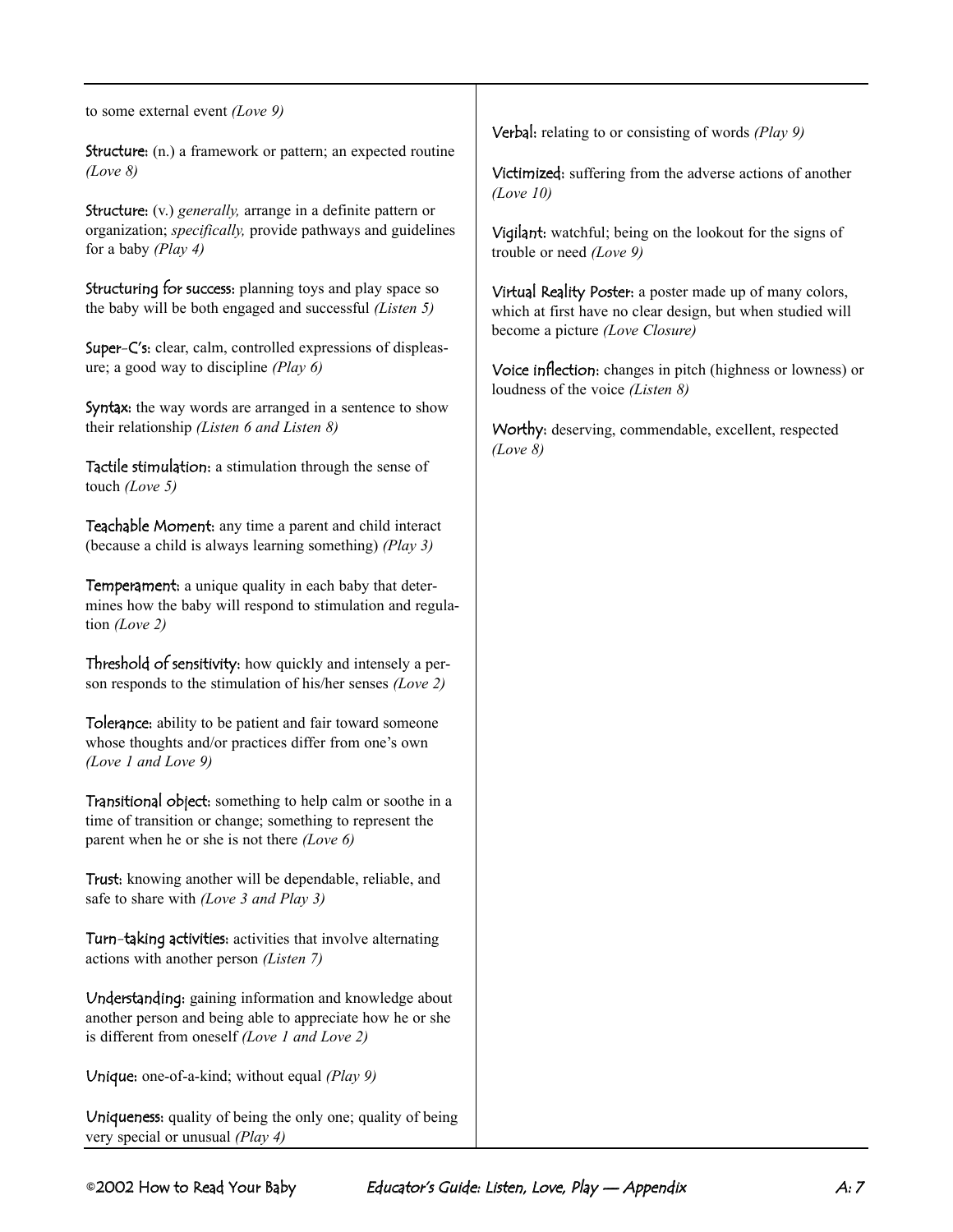to some external event *(Love 9)*

**Structure:** (n.) a framework or pattern; an expected routine *(Love 8)*

**Structure:** (v.) *generally,* arrange in a definite pattern or organization; *specifically,* provide pathways and guidelines for a baby *(Play 4)*

**Structuring for success:** planning toys and play space so the baby will be both engaged and successful *(Listen 5)*

**Super-C's:** clear, calm, controlled expressions of displeasure; a good way to discipline *(Play 6)*

**Syntax:** the way words are arranged in a sentence to show their relationship *(Listen 6 and Listen 8)*

**Tactile stimulation:** a stimulation through the sense of touch *(Love 5)*

**Teachable Moment:** any time a parent and child interact (because a child is always learning something) *(Play 3)*

**Temperament:** a unique quality in each baby that determines how the baby will respond to stimulation and regulation *(Love 2)*

**Threshold of sensitivity:** how quickly and intensely a person responds to the stimulation of his/her senses *(Love 2)*

**Tolerance:** ability to be patient and fair toward someone whose thoughts and/or practices differ from one's own *(Love 1 and Love 9)*

**Transitional object:** something to help calm or soothe in a time of transition or change; something to represent the parent when he or she is not there *(Love 6)*

**Trust:** knowing another will be dependable, reliable, and safe to share with *(Love 3 and Play 3)*

**Turn-taking activities:** activities that involve alternating actions with another person *(Listen 7)*

**Understanding:** gaining information and knowledge about another person and being able to appreciate how he or she is different from oneself *(Love 1 and Love 2)*

**Unique:** one-of-a-kind; without equal *(Play 9)*

**Uniqueness:** quality of being the only one; quality of being very special or unusual *(Play 4)*

**Verbal:** relating to or consisting of words *(Play 9)*

**Victimized:** suffering from the adverse actions of another *(Love 10)*

**Vigilant:** watchful; being on the lookout for the signs of trouble or need *(Love 9)*

**Virtual Reality Poster:** a poster made up of many colors, which at first have no clear design, but when studied will become a picture *(Love Closure)*

**Voice inflection:** changes in pitch (highness or lowness) or loudness of the voice *(Listen 8)*

**Worthy:** deserving, commendable, excellent, respected *(Love 8)*